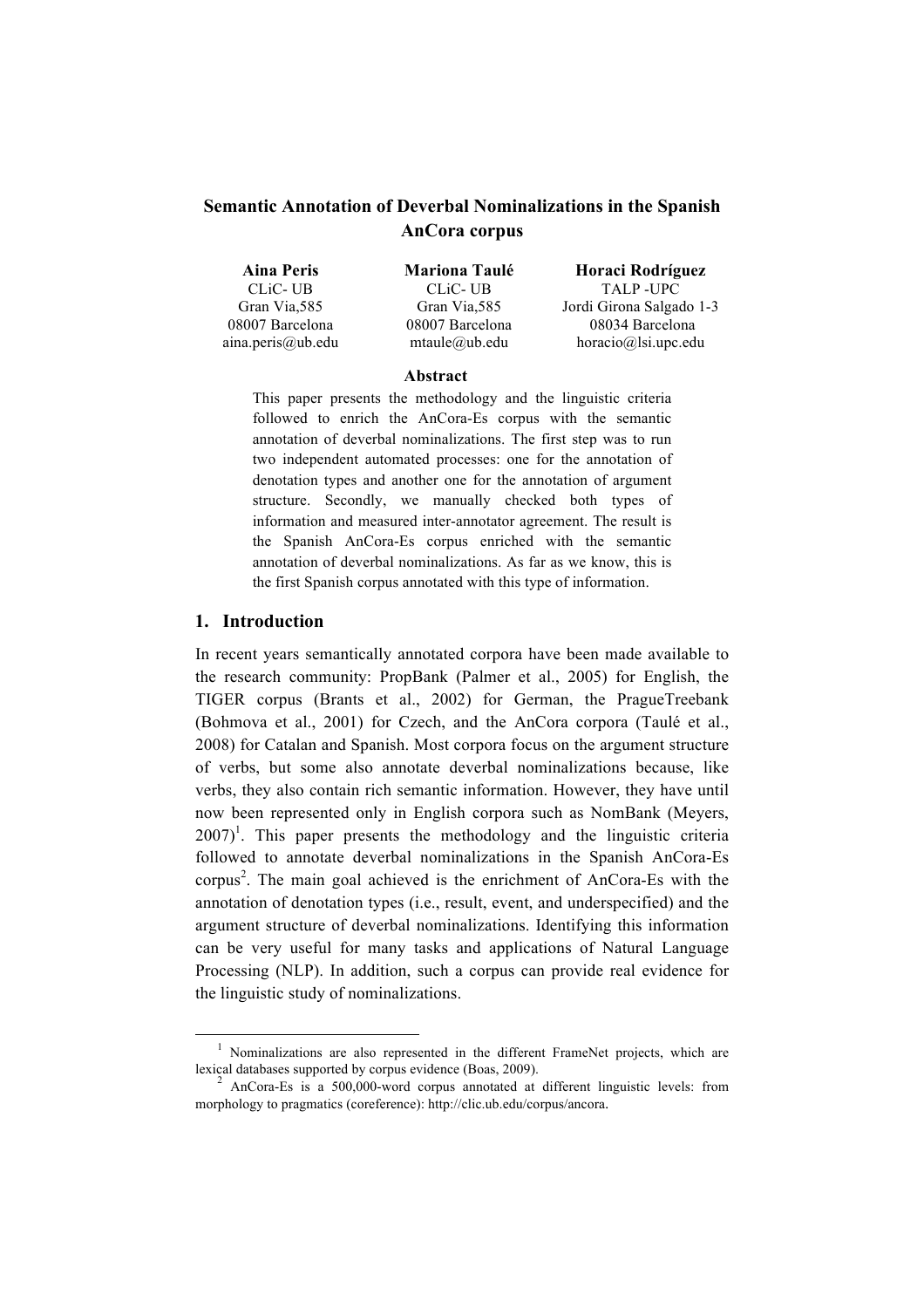# Semantic Annotation of Deverbal Nominalizations in the Spanish AnCora corpus

**Aina Peris**
CLiC- UB
Gran Via,585
08007 Barcelona
aina.peris@ub.edu

**Mariona Taulé**
CLiC- UB
Gran Via,585
08007 Barcelona
mtaule@ub.edu

**Horaci Rodríguez**
TALP -UPC
Jordi Girona Salgado 1-3
08034 Barcelona
horacio@lsi.upc.edu

## Abstract

This paper presents the methodology and the linguistic criteria followed to enrich the AnCora-Es corpus with the semantic annotation of deverbal nominalizations. The first step was to run two independent automated processes: one for the annotation of denotation types and another one for the annotation of argument structure. Secondly, we manually checked both types of information and measured inter-annotator agreement. The result is the Spanish AnCora-Es corpus enriched with the semantic annotation of deverbal nominalizations. As far as we know, this is the first Spanish corpus annotated with this type of information.

## 1. Introduction

In recent years semantically annotated corpora have been made available to the research community: PropBank (Palmer et al., 2005) for English, the TIGER corpus (Brants et al., 2002) for German, the PragueTreebank (Bohmova et al., 2001) for Czech, and the AnCora corpora (Taulé et al., 2008) for Catalan and Spanish. Most corpora focus on the argument structure of verbs, but some also annotate deverbal nominalizations because, like verbs, they also contain rich semantic information. However, they have until now been represented only in English corpora such as NomBank (Meyers, 2007)[1]. This paper presents the methodology and the linguistic criteria followed to annotate deverbal nominalizations in the Spanish AnCora-Es corpus[2]. The main goal achieved is the enrichment of AnCora-Es with the annotation of denotation types (i.e., result, event, and underspecified) and the argument structure of deverbal nominalizations. Identifying this information can be very useful for many tasks and applications of Natural Language Processing (NLP). In addition, such a corpus can provide real evidence for the linguistic study of nominalizations.

---

[1] Nominalizations are also represented in the different FrameNet projects, which are lexical databases supported by corpus evidence (Boas, 2009).

[2] AnCora-Es is a 500,000-word corpus annotated at different linguistic levels: from morphology to pragmatics (coreference): http://clic.ub.edu/corpus/ancora.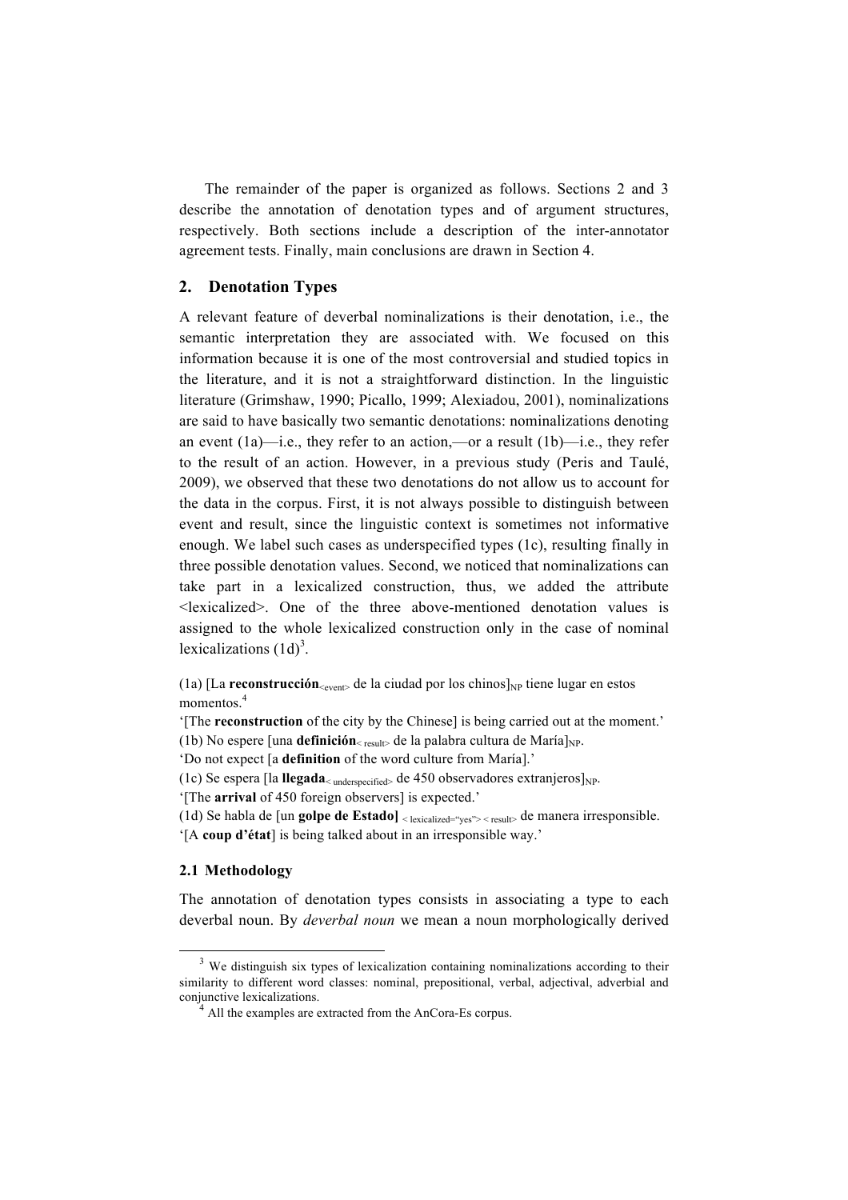The remainder of the paper is organized as follows. Sections 2 and 3 describe the annotation of denotation types and of argument structures, respectively. Both sections include a description of the inter-annotator agreement tests. Finally, main conclusions are drawn in Section 4.

## 2. Denotation Types

A relevant feature of deverbal nominalizations is their denotation, i.e., the semantic interpretation they are associated with. We focused on this information because it is one of the most controversial and studied topics in the literature, and it is not a straightforward distinction. In the linguistic literature (Grimshaw, 1990; Picallo, 1999; Alexiadou, 2001), nominalizations are said to have basically two semantic denotations: nominalizations denoting an event (1a)—i.e., they refer to an action,—or a result (1b)—i.e., they refer to the result of an action. However, in a previous study (Peris and Taulé, 2009), we observed that these two denotations do not allow us to account for the data in the corpus. First, it is not always possible to distinguish between event and result, since the linguistic context is sometimes not informative enough. We label such cases as underspecified types (1c), resulting finally in three possible denotation values. Second, we noticed that nominalizations can take part in a lexicalized construction, thus, we added the attribute <lexicalized>. One of the three above-mentioned denotation values is assigned to the whole lexicalized construction only in the case of nominal lexicalizations (1d)[3].

(1a) [La **reconstrucción**$_{<\text{event}>}$ de la ciudad por los chinos]$_{\text{NP}}$ tiene lugar en estos momentos.[4]
'[The **reconstruction** of the city by the Chinese] is being carried out at the moment.'
(1b) No espere [una **definición**$_{<\text{result}>}$ de la palabra cultura de María]$_{\text{NP}}$.
'Do not expect [a **definition** of the word culture from María].'
(1c) Se espera [la **llegada**$_{<\text{underspecified}>}$ de 450 observadores extranjeros]$_{\text{NP}}$.
'[The **arrival** of 450 foreign observers] is expected.'
(1d) Se habla de [un **golpe de Estado]** $_{<\text{lexicalized="yes"}><\text{result}>}$ de manera irresponsible.
'[A **coup d'état**] is being talked about in an irresponsible way.'

### 2.1 Methodology

The annotation of denotation types consists in associating a type to each deverbal noun. By *deverbal noun* we mean a noun morphologically derived

[3] We distinguish six types of lexicalization containing nominalizations according to their similarity to different word classes: nominal, prepositional, verbal, adjectival, adverbial and conjunctive lexicalizations.

[4] All the examples are extracted from the AnCora-Es corpus.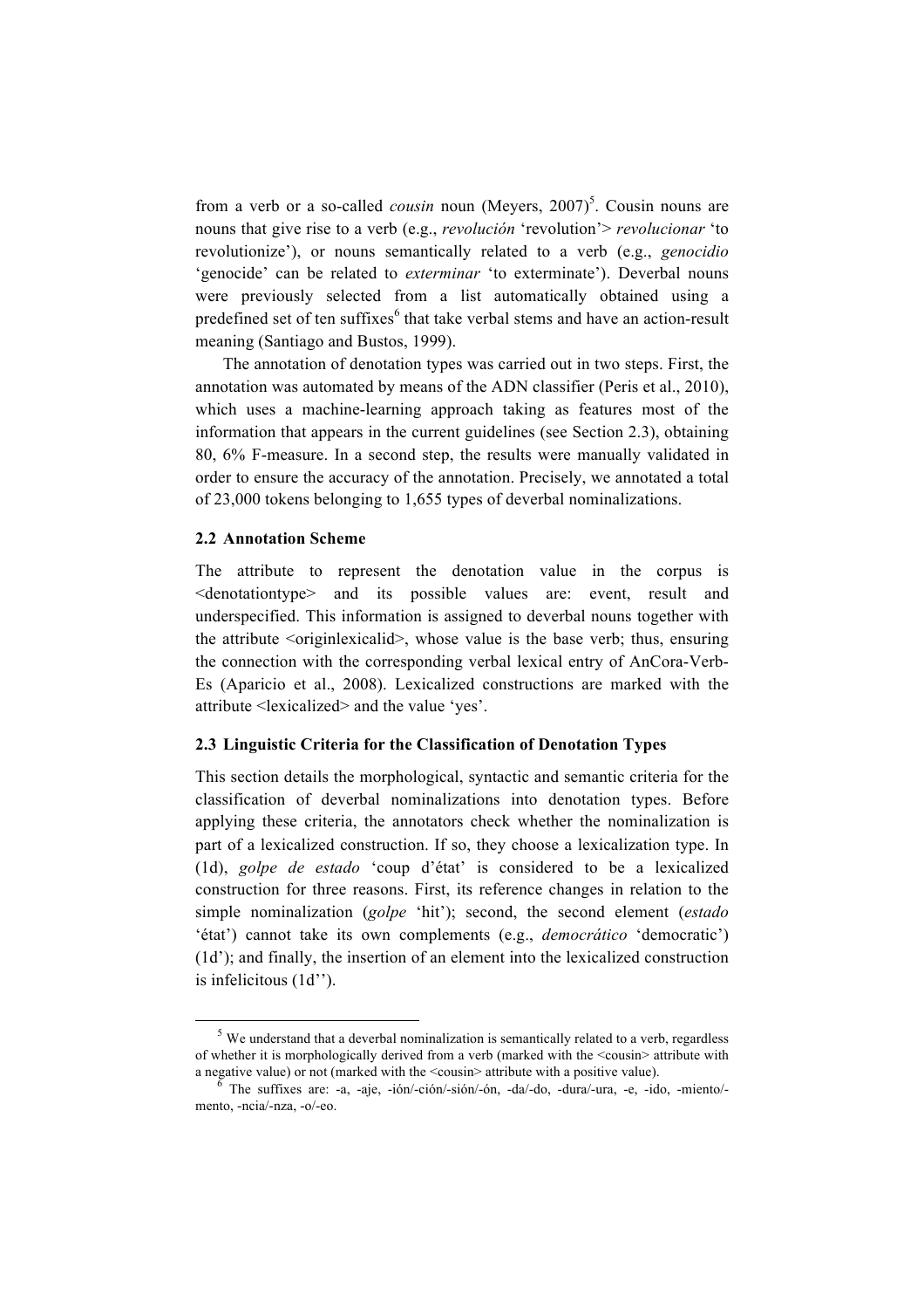from a verb or a so-called *cousin* noun (Meyers, 2007)[5]. Cousin nouns are nouns that give rise to a verb (e.g., *revolución* 'revolution'> *revolucionar* 'to revolutionize'), or nouns semantically related to a verb (e.g., *genocidio* 'genocide' can be related to *exterminar* 'to exterminate'). Deverbal nouns were previously selected from a list automatically obtained using a predefined set of ten suffixes[6] that take verbal stems and have an action-result meaning (Santiago and Bustos, 1999).

The annotation of denotation types was carried out in two steps. First, the annotation was automated by means of the ADN classifier (Peris et al., 2010), which uses a machine-learning approach taking as features most of the information that appears in the current guidelines (see Section 2.3), obtaining 80, 6% F-measure. In a second step, the results were manually validated in order to ensure the accuracy of the annotation. Precisely, we annotated a total of 23,000 tokens belonging to 1,655 types of deverbal nominalizations.

### 2.2 Annotation Scheme

The attribute to represent the denotation value in the corpus is <denotationtype> and its possible values are: event, result and underspecified. This information is assigned to deverbal nouns together with the attribute <originlexicalid>, whose value is the base verb; thus, ensuring the connection with the corresponding verbal lexical entry of AnCora-Verb-Es (Aparicio et al., 2008). Lexicalized constructions are marked with the attribute <lexicalized> and the value 'yes'.

### 2.3 Linguistic Criteria for the Classification of Denotation Types

This section details the morphological, syntactic and semantic criteria for the classification of deverbal nominalizations into denotation types. Before applying these criteria, the annotators check whether the nominalization is part of a lexicalized construction. If so, they choose a lexicalization type. In (1d), *golpe de estado* 'coup d'état' is considered to be a lexicalized construction for three reasons. First, its reference changes in relation to the simple nominalization (*golpe* 'hit'); second, the second element (*estado* 'état') cannot take its own complements (e.g., *democrático* 'democratic') (1d'); and finally, the insertion of an element into the lexicalized construction is infelicitous (1d'').

---

[5] We understand that a deverbal nominalization is semantically related to a verb, regardless of whether it is morphologically derived from a verb (marked with the <cousin> attribute with a negative value) or not (marked with the <cousin> attribute with a positive value).

[6] The suffixes are: -a, -aje, -ión/-ción/-sión/-ón, -da/-do, -dura/-ura, -e, -ido, -miento/-mento, -ncia/-nza, -o/-eo.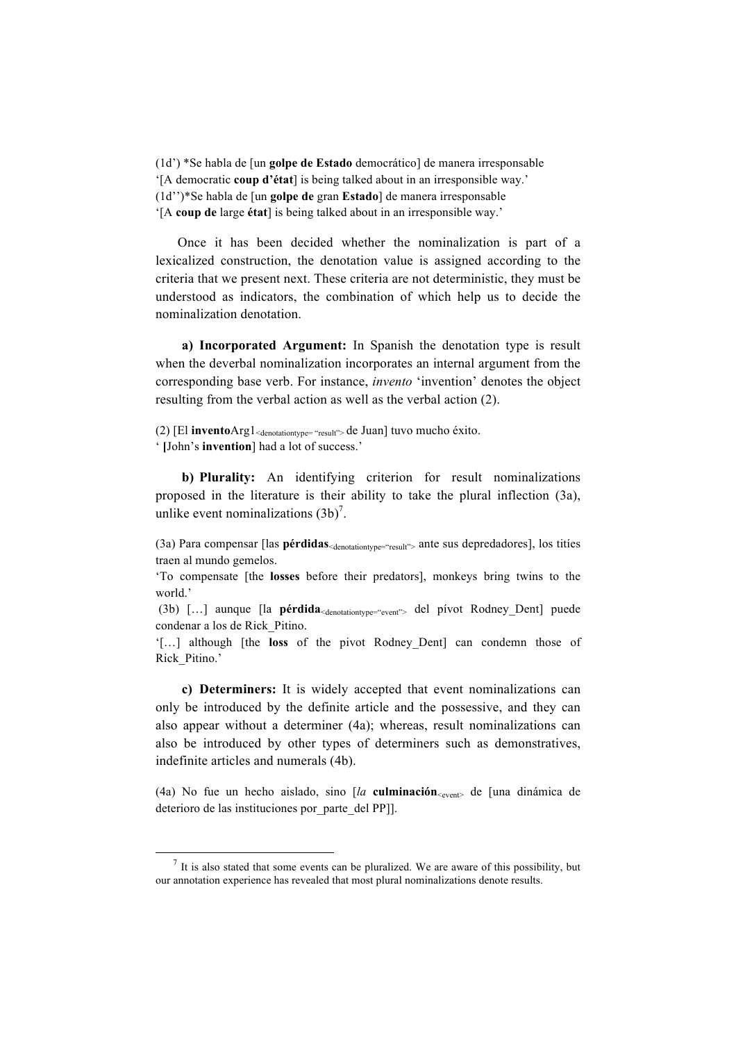(1d') *Se habla de [un **golpe de Estado** democrático] de manera irresponsable
'[A democratic **coup d'état**] is being talked about in an irresponsible way.'
(1d'')*Se habla de [un **golpe de** gran **Estado**] de manera irresponsable
'[A **coup de** large **état**] is being talked about in an irresponsible way.'

Once it has been decided whether the nominalization is part of a lexicalized construction, the denotation value is assigned according to the criteria that we present next. These criteria are not deterministic, they must be understood as indicators, the combination of which help us to decide the nominalization denotation.

**a) Incorporated Argument:** In Spanish the denotation type is result when the deverbal nominalization incorporates an internal argument from the corresponding base verb. For instance, *invento* 'invention' denotes the object resulting from the verbal action as well as the verbal action (2).

(2) [El **invento**Arg1$_{\text{<denotationtype= "result">}}$ de Juan] tuvo mucho éxito.
' **[**John's **invention**] had a lot of success.'

**b) Plurality:** An identifying criterion for result nominalizations proposed in the literature is their ability to take the plural inflection (3a), unlike event nominalizations (3b)[7].

(3a) Para compensar [las **pérdidas**$_{\text{<denotationtype="result">}}$ ante sus depredadores], los tities traen al mundo gemelos.
'To compensate [the **losses** before their predators], monkeys bring twins to the world.'
(3b) […] aunque [la **pérdida**$_{\text{<denotationtype="event">}}$ del pívot Rodney_Dent] puede condenar a los de Rick_Pitino.
'[…] although [the **loss** of the pivot Rodney_Dent] can condemn those of Rick_Pitino.'

**c) Determiners:** It is widely accepted that event nominalizations can only be introduced by the definite article and the possessive, and they can also appear without a determiner (4a); whereas, result nominalizations can also be introduced by other types of determiners such as demonstratives, indefinite articles and numerals (4b).

(4a) No fue un hecho aislado, sino [*la* **culminación**$_{\text{<event>}}$ de [una dinámica de deterioro de las instituciones por_parte_del PP]].

---

[7] It is also stated that some events can be pluralized. We are aware of this possibility, but our annotation experience has revealed that most plural nominalizations denote results.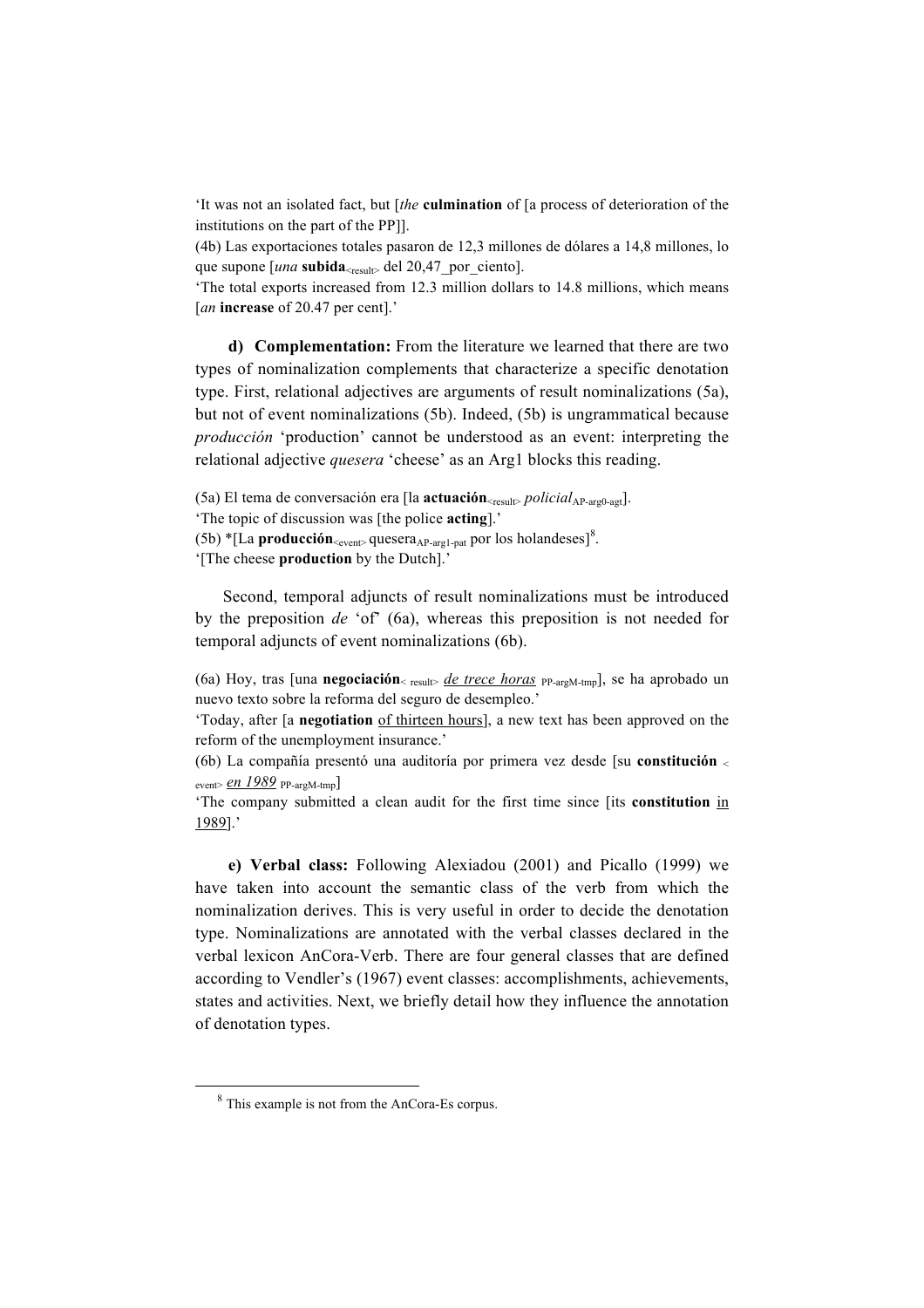'It was not an isolated fact, but [*the* **culmination** of [a process of deterioration of the institutions on the part of the PP]].

(4b) Las exportaciones totales pasaron de 12,3 millones de dólares a 14,8 millones, lo que supone [*una* **subida**$_{<result>}$ del 20,47_por_ciento].

'The total exports increased from 12.3 million dollars to 14.8 millions, which means [*an* **increase** of 20.47 per cent].'

**d) Complementation:** From the literature we learned that there are two types of nominalization complements that characterize a specific denotation type. First, relational adjectives are arguments of result nominalizations (5a), but not of event nominalizations (5b). Indeed, (5b) is ungrammatical because *producción* 'production' cannot be understood as an event: interpreting the relational adjective *quesera* 'cheese' as an Arg1 blocks this reading.

(5a) El tema de conversación era [la **actuación**$_{<result>}$ *policial*$_{AP\text{-}arg0\text{-}agt}$].

'The topic of discussion was [the police **acting**].'

(5b) *[La **producción**$_{<event>}$ quesera$_{AP\text{-}arg1\text{-}pat}$ por los holandeses][8].

'[The cheese **production** by the Dutch].'

Second, temporal adjuncts of result nominalizations must be introduced by the preposition *de* 'of' (6a), whereas this preposition is not needed for temporal adjuncts of event nominalizations (6b).

(6a) Hoy, tras [una **negociación**$_{<result>}$ <u>*de trece horas*</u> $_{PP\text{-}argM\text{-}tmp}$], se ha aprobado un nuevo texto sobre la reforma del seguro de desempleo.'

'Today, after [a **negotiation** <u>of thirteen hours</u>], a new text has been approved on the reform of the unemployment insurance.'

(6b) La compañía presentó una auditoría por primera vez desde [su **constitución** $_{<event>}$ <u>*en 1989*</u> $_{PP\text{-}argM\text{-}tmp}$]

'The company submitted a clean audit for the first time since [its **constitution** <u>in 1989</u>].'

**e) Verbal class:** Following Alexiadou (2001) and Picallo (1999) we have taken into account the semantic class of the verb from which the nominalization derives. This is very useful in order to decide the denotation type. Nominalizations are annotated with the verbal classes declared in the verbal lexicon AnCora-Verb. There are four general classes that are defined according to Vendler's (1967) event classes: accomplishments, achievements, states and activities. Next, we briefly detail how they influence the annotation of denotation types.

---

[8] This example is not from the AnCora-Es corpus.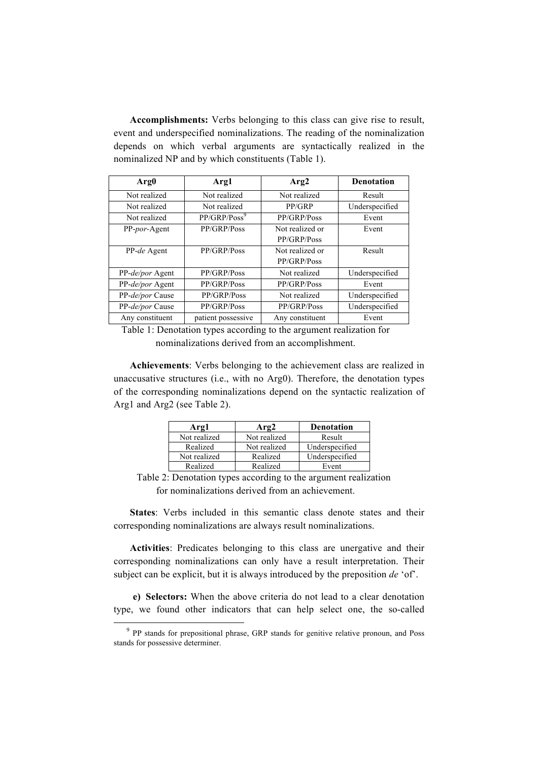**Accomplishments:** Verbs belonging to this class can give rise to result, event and underspecified nominalizations. The reading of the nominalization depends on which verbal arguments are syntactically realized in the nominalized NP and by which constituents (Table 1).

| Arg0 | Arg1 | Arg2 | Denotation |
|---|---|---|---|
| Not realized | Not realized | Not realized | Result |
| Not realized | Not realized | PP/GRP | Underspecified |
| Not realized | PP/GRP/Poss[9] | PP/GRP/Poss | Event |
| PP-*por*-Agent | PP/GRP/Poss | Not realized or PP/GRP/Poss | Event |
| PP-*de* Agent | PP/GRP/Poss | Not realized or PP/GRP/Poss | Result |
| PP-*de/por* Agent | PP/GRP/Poss | Not realized | Underspecified |
| PP-*de/por* Agent | PP/GRP/Poss | PP/GRP/Poss | Event |
| PP-*de/por* Cause | PP/GRP/Poss | Not realized | Underspecified |
| PP-*de/por* Cause | PP/GRP/Poss | PP/GRP/Poss | Underspecified |
| Any constituent | patient possessive | Any constituent | Event |

Table 1: Denotation types according to the argument realization for nominalizations derived from an accomplishment.

**Achievements**: Verbs belonging to the achievement class are realized in unaccusative structures (i.e., with no Arg0). Therefore, the denotation types of the corresponding nominalizations depend on the syntactic realization of Arg1 and Arg2 (see Table 2).

| Arg1 | Arg2 | Denotation |
|---|---|---|
| Not realized | Not realized | Result |
| Realized | Not realized | Underspecified |
| Not realized | Realized | Underspecified |
| Realized | Realized | Event |

Table 2: Denotation types according to the argument realization for nominalizations derived from an achievement.

**States**: Verbs included in this semantic class denote states and their corresponding nominalizations are always result nominalizations.

**Activities**: Predicates belonging to this class are unergative and their corresponding nominalizations can only have a result interpretation. Their subject can be explicit, but it is always introduced by the preposition *de* 'of'.

**e) Selectors:** When the above criteria do not lead to a clear denotation type, we found other indicators that can help select one, the so-called

[9] PP stands for prepositional phrase, GRP stands for genitive relative pronoun, and Poss stands for possessive determiner.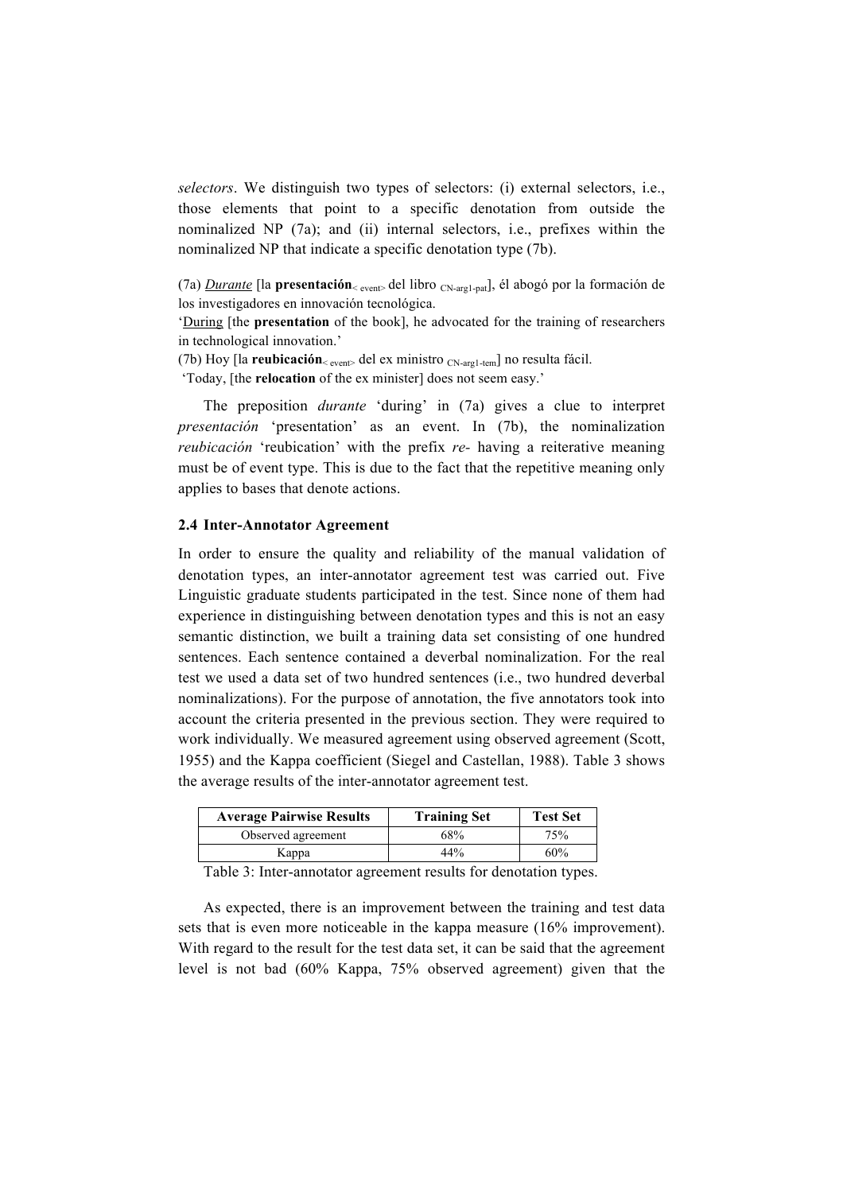*selectors*. We distinguish two types of selectors: (i) external selectors, i.e., those elements that point to a specific denotation from outside the nominalized NP (7a); and (ii) internal selectors, i.e., prefixes within the nominalized NP that indicate a specific denotation type (7b).

(7a) <u>*Durante*</u> [la **presentación**$_{<\text{event}>}$ del libro $_{\text{CN-arg1-pat}}$], él abogó por la formación de los investigadores en innovación tecnológica.
'<u>During</u> [the **presentation** of the book], he advocated for the training of researchers in technological innovation.'
(7b) Hoy [la **reubicación**$_{<\text{event}>}$ del ex ministro $_{\text{CN-arg1-tem}}$] no resulta fácil.
'Today, [the **relocation** of the ex minister] does not seem easy.'

The preposition *durante* 'during' in (7a) gives a clue to interpret *presentación* 'presentation' as an event. In (7b), the nominalization *reubicación* 'reubication' with the prefix *re-* having a reiterative meaning must be of event type. This is due to the fact that the repetitive meaning only applies to bases that denote actions.

### 2.4 Inter-Annotator Agreement

In order to ensure the quality and reliability of the manual validation of denotation types, an inter-annotator agreement test was carried out. Five Linguistic graduate students participated in the test. Since none of them had experience in distinguishing between denotation types and this is not an easy semantic distinction, we built a training data set consisting of one hundred sentences. Each sentence contained a deverbal nominalization. For the real test we used a data set of two hundred sentences (i.e., two hundred deverbal nominalizations). For the purpose of annotation, the five annotators took into account the criteria presented in the previous section. They were required to work individually. We measured agreement using observed agreement (Scott, 1955) and the Kappa coefficient (Siegel and Castellan, 1988). Table 3 shows the average results of the inter-annotator agreement test.

| Average Pairwise Results | Training Set | Test Set |
|---|---|---|
| Observed agreement | 68% | 75% |
| Kappa | 44% | 60% |

Table 3: Inter-annotator agreement results for denotation types.

As expected, there is an improvement between the training and test data sets that is even more noticeable in the kappa measure (16% improvement). With regard to the result for the test data set, it can be said that the agreement level is not bad (60% Kappa, 75% observed agreement) given that the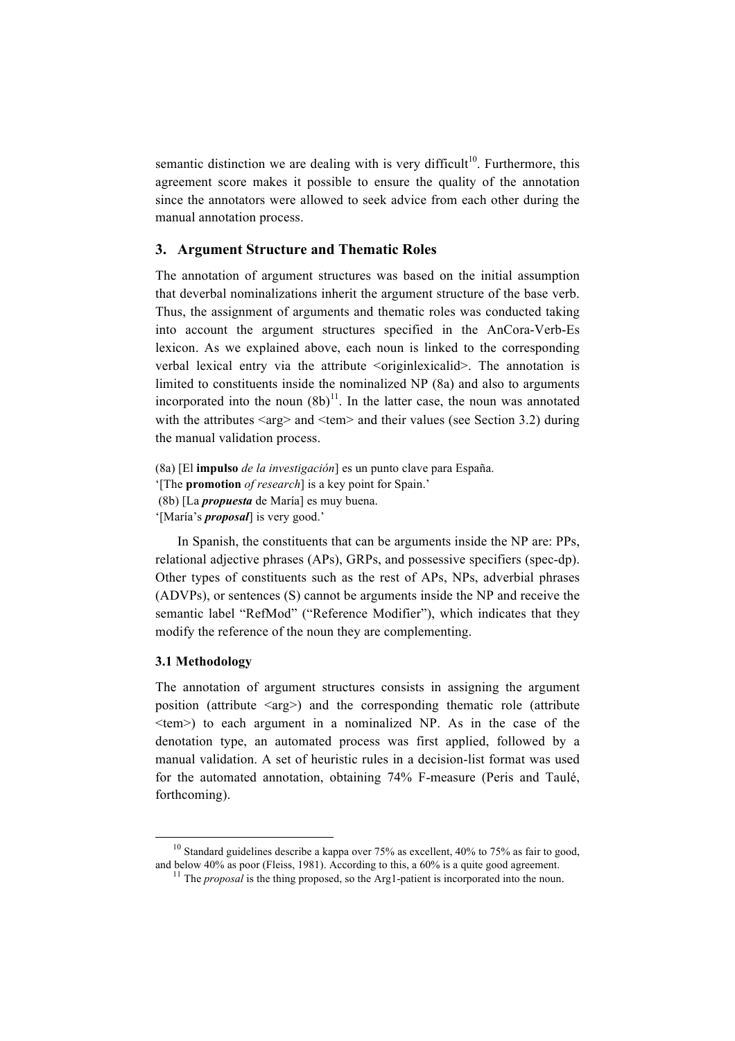semantic distinction we are dealing with is very difficult[10]. Furthermore, this agreement score makes it possible to ensure the quality of the annotation since the annotators were allowed to seek advice from each other during the manual annotation process.

## 3. Argument Structure and Thematic Roles

The annotation of argument structures was based on the initial assumption that deverbal nominalizations inherit the argument structure of the base verb. Thus, the assignment of arguments and thematic roles was conducted taking into account the argument structures specified in the AnCora-Verb-Es lexicon. As we explained above, each noun is linked to the corresponding verbal lexical entry via the attribute <originlexicalid>. The annotation is limited to constituents inside the nominalized NP (8a) and also to arguments incorporated into the noun (8b)[11]. In the latter case, the noun was annotated with the attributes <arg> and <tem> and their values (see Section 3.2) during the manual validation process.

(8a) [El **impulso** *de la investigación*] es un punto clave para España.
'[The **promotion** *of research*] is a key point for Spain.'
(8b) [La ***propuesta*** de María] es muy buena.
'[María's ***proposal***] is very good.'

In Spanish, the constituents that can be arguments inside the NP are: PPs, relational adjective phrases (APs), GRPs, and possessive specifiers (spec-dp). Other types of constituents such as the rest of APs, NPs, adverbial phrases (ADVPs), or sentences (S) cannot be arguments inside the NP and receive the semantic label "RefMod" ("Reference Modifier"), which indicates that they modify the reference of the noun they are complementing.

### 3.1 Methodology

The annotation of argument structures consists in assigning the argument position (attribute <arg>) and the corresponding thematic role (attribute <tem>) to each argument in a nominalized NP. As in the case of the denotation type, an automated process was first applied, followed by a manual validation. A set of heuristic rules in a decision-list format was used for the automated annotation, obtaining 74% F-measure (Peris and Taulé, forthcoming).

---

[10] Standard guidelines describe a kappa over 75% as excellent, 40% to 75% as fair to good, and below 40% as poor (Fleiss, 1981). According to this, a 60% is a quite good agreement.

[11] The *proposal* is the thing proposed, so the Arg1-patient is incorporated into the noun.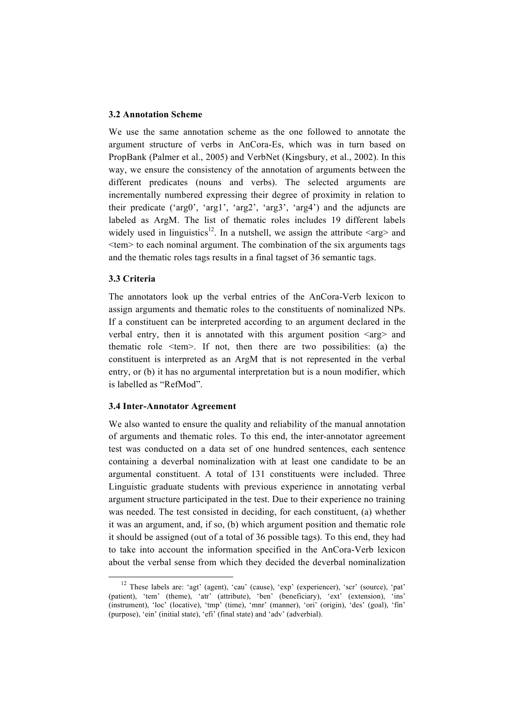### 3.2 Annotation Scheme

We use the same annotation scheme as the one followed to annotate the argument structure of verbs in AnCora-Es, which was in turn based on PropBank (Palmer et al., 2005) and VerbNet (Kingsbury, et al., 2002). In this way, we ensure the consistency of the annotation of arguments between the different predicates (nouns and verbs). The selected arguments are incrementally numbered expressing their degree of proximity in relation to their predicate ('arg0', 'arg1', 'arg2', 'arg3', 'arg4') and the adjuncts are labeled as ArgM. The list of thematic roles includes 19 different labels widely used in linguistics[12]. In a nutshell, we assign the attribute <arg> and <tem> to each nominal argument. The combination of the six arguments tags and the thematic roles tags results in a final tagset of 36 semantic tags.

### 3.3 Criteria

The annotators look up the verbal entries of the AnCora-Verb lexicon to assign arguments and thematic roles to the constituents of nominalized NPs. If a constituent can be interpreted according to an argument declared in the verbal entry, then it is annotated with this argument position <arg> and thematic role <tem>. If not, then there are two possibilities: (a) the constituent is interpreted as an ArgM that is not represented in the verbal entry, or (b) it has no argumental interpretation but is a noun modifier, which is labelled as "RefMod".

### 3.4 Inter-Annotator Agreement

We also wanted to ensure the quality and reliability of the manual annotation of arguments and thematic roles. To this end, the inter-annotator agreement test was conducted on a data set of one hundred sentences, each sentence containing a deverbal nominalization with at least one candidate to be an argumental constituent. A total of 131 constituents were included. Three Linguistic graduate students with previous experience in annotating verbal argument structure participated in the test. Due to their experience no training was needed. The test consisted in deciding, for each constituent, (a) whether it was an argument, and, if so, (b) which argument position and thematic role it should be assigned (out of a total of 36 possible tags). To this end, they had to take into account the information specified in the AnCora-Verb lexicon about the verbal sense from which they decided the deverbal nominalization

---

[12] These labels are: 'agt' (agent), 'cau' (cause), 'exp' (experiencer), 'scr' (source), 'pat' (patient), 'tem' (theme), 'atr' (attribute), 'ben' (beneficiary), 'ext' (extension), 'ins' (instrument), 'loc' (locative), 'tmp' (time), 'mnr' (manner), 'ori' (origin), 'des' (goal), 'fin' (purpose), 'ein' (initial state), 'efi' (final state) and 'adv' (adverbial).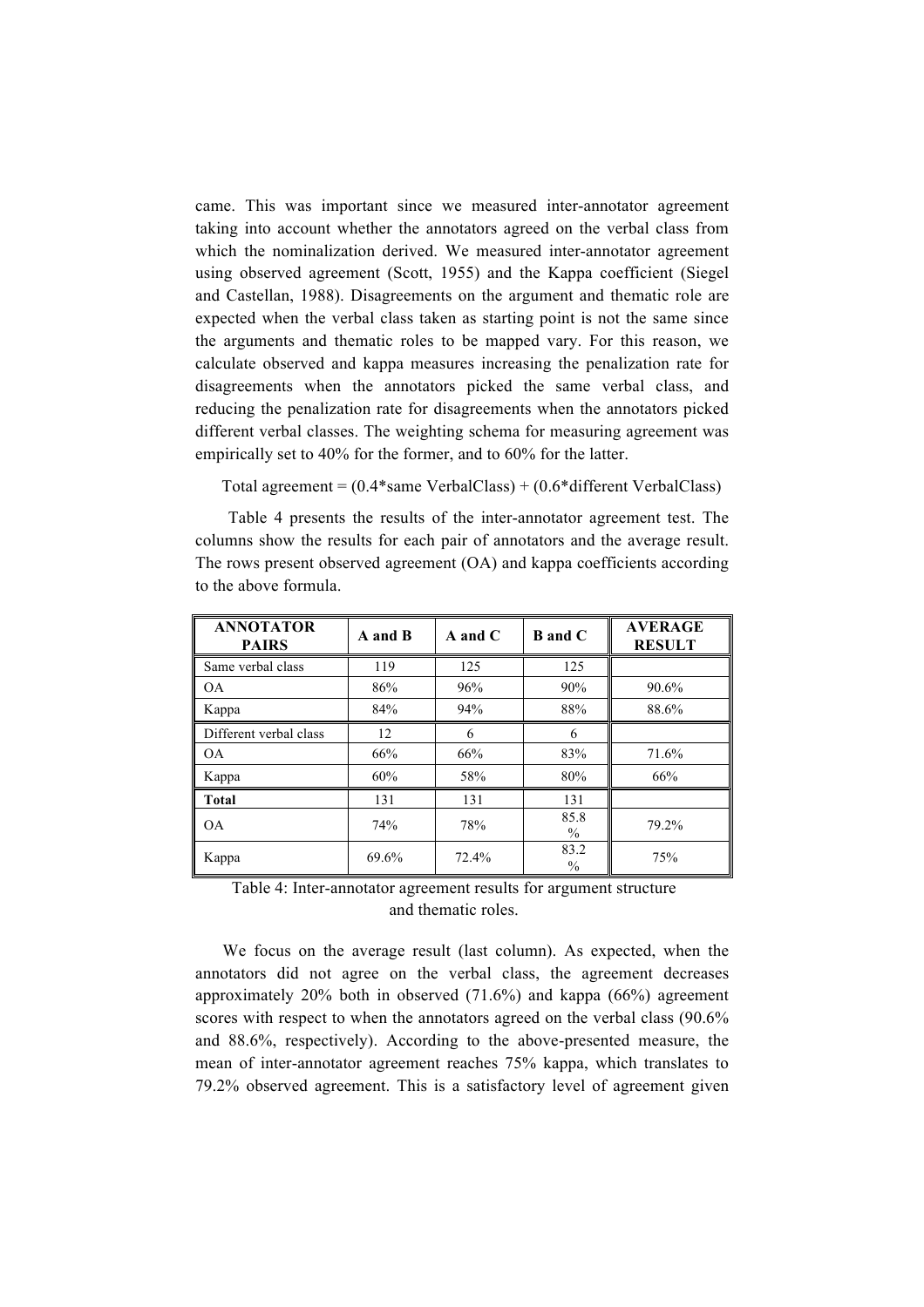came. This was important since we measured inter-annotator agreement taking into account whether the annotators agreed on the verbal class from which the nominalization derived. We measured inter-annotator agreement using observed agreement (Scott, 1955) and the Kappa coefficient (Siegel and Castellan, 1988). Disagreements on the argument and thematic role are expected when the verbal class taken as starting point is not the same since the arguments and thematic roles to be mapped vary. For this reason, we calculate observed and kappa measures increasing the penalization rate for disagreements when the annotators picked the same verbal class, and reducing the penalization rate for disagreements when the annotators picked different verbal classes. The weighting schema for measuring agreement was empirically set to 40% for the former, and to 60% for the latter.

Total agreement = (0.4*same VerbalClass) + (0.6*different VerbalClass)

Table 4 presents the results of the inter-annotator agreement test. The columns show the results for each pair of annotators and the average result. The rows present observed agreement (OA) and kappa coefficients according to the above formula.

| ANNOTATOR PAIRS | A and B | A and C | B and C | AVERAGE RESULT |
|---|---|---|---|---|
| Same verbal class | 119 | 125 | 125 | |
| OA | 86% | 96% | 90% | 90.6% |
| Kappa | 84% | 94% | 88% | 88.6% |
| Different verbal class | 12 | 6 | 6 | |
| OA | 66% | 66% | 83% | 71.6% |
| Kappa | 60% | 58% | 80% | 66% |
| **Total** | 131 | 131 | 131 | |
| OA | 74% | 78% | 85.8 % | 79.2% |
| Kappa | 69.6% | 72.4% | 83.2 % | 75% |

Table 4: Inter-annotator agreement results for argument structure and thematic roles.

We focus on the average result (last column). As expected, when the annotators did not agree on the verbal class, the agreement decreases approximately 20% both in observed (71.6%) and kappa (66%) agreement scores with respect to when the annotators agreed on the verbal class (90.6% and 88.6%, respectively). According to the above-presented measure, the mean of inter-annotator agreement reaches 75% kappa, which translates to 79.2% observed agreement. This is a satisfactory level of agreement given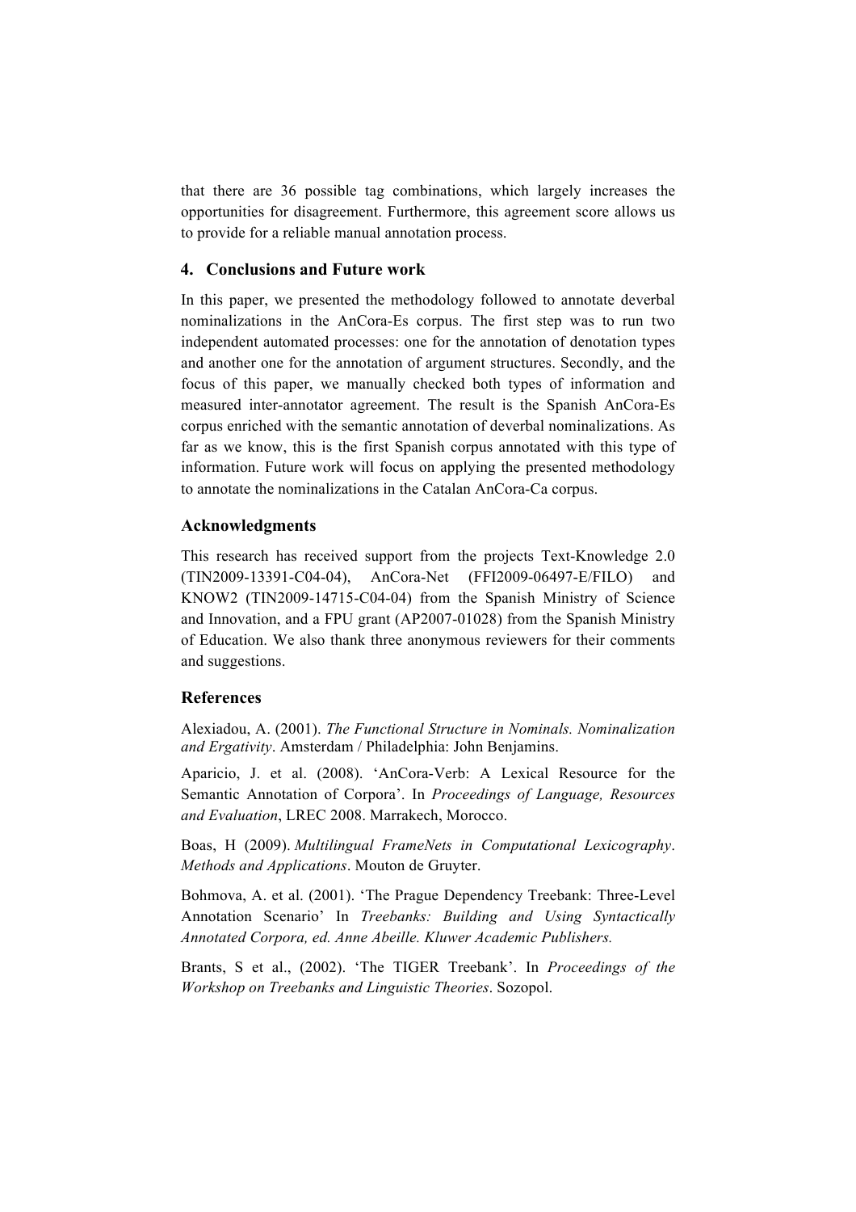that there are 36 possible tag combinations, which largely increases the opportunities for disagreement. Furthermore, this agreement score allows us to provide for a reliable manual annotation process.

## 4. Conclusions and Future work

In this paper, we presented the methodology followed to annotate deverbal nominalizations in the AnCora-Es corpus. The first step was to run two independent automated processes: one for the annotation of denotation types and another one for the annotation of argument structures. Secondly, and the focus of this paper, we manually checked both types of information and measured inter-annotator agreement. The result is the Spanish AnCora-Es corpus enriched with the semantic annotation of deverbal nominalizations. As far as we know, this is the first Spanish corpus annotated with this type of information. Future work will focus on applying the presented methodology to annotate the nominalizations in the Catalan AnCora-Ca corpus.

### Acknowledgments

This research has received support from the projects Text-Knowledge 2.0 (TIN2009-13391-C04-04), AnCora-Net (FFI2009-06497-E/FILO) and KNOW2 (TIN2009-14715-C04-04) from the Spanish Ministry of Science and Innovation, and a FPU grant (AP2007-01028) from the Spanish Ministry of Education. We also thank three anonymous reviewers for their comments and suggestions.

### References

Alexiadou, A. (2001). *The Functional Structure in Nominals. Nominalization and Ergativity*. Amsterdam / Philadelphia: John Benjamins.

Aparicio, J. et al. (2008). 'AnCora-Verb: A Lexical Resource for the Semantic Annotation of Corpora'. In *Proceedings of Language, Resources and Evaluation*, LREC 2008. Marrakech, Morocco.

Boas, H (2009). *Multilingual FrameNets in Computational Lexicography. Methods and Applications*. Mouton de Gruyter.

Bohmova, A. et al. (2001). 'The Prague Dependency Treebank: Three-Level Annotation Scenario' In *Treebanks: Building and Using Syntactically Annotated Corpora, ed. Anne Abeille. Kluwer Academic Publishers.*

Brants, S et al., (2002). 'The TIGER Treebank'. In *Proceedings of the Workshop on Treebanks and Linguistic Theories*. Sozopol.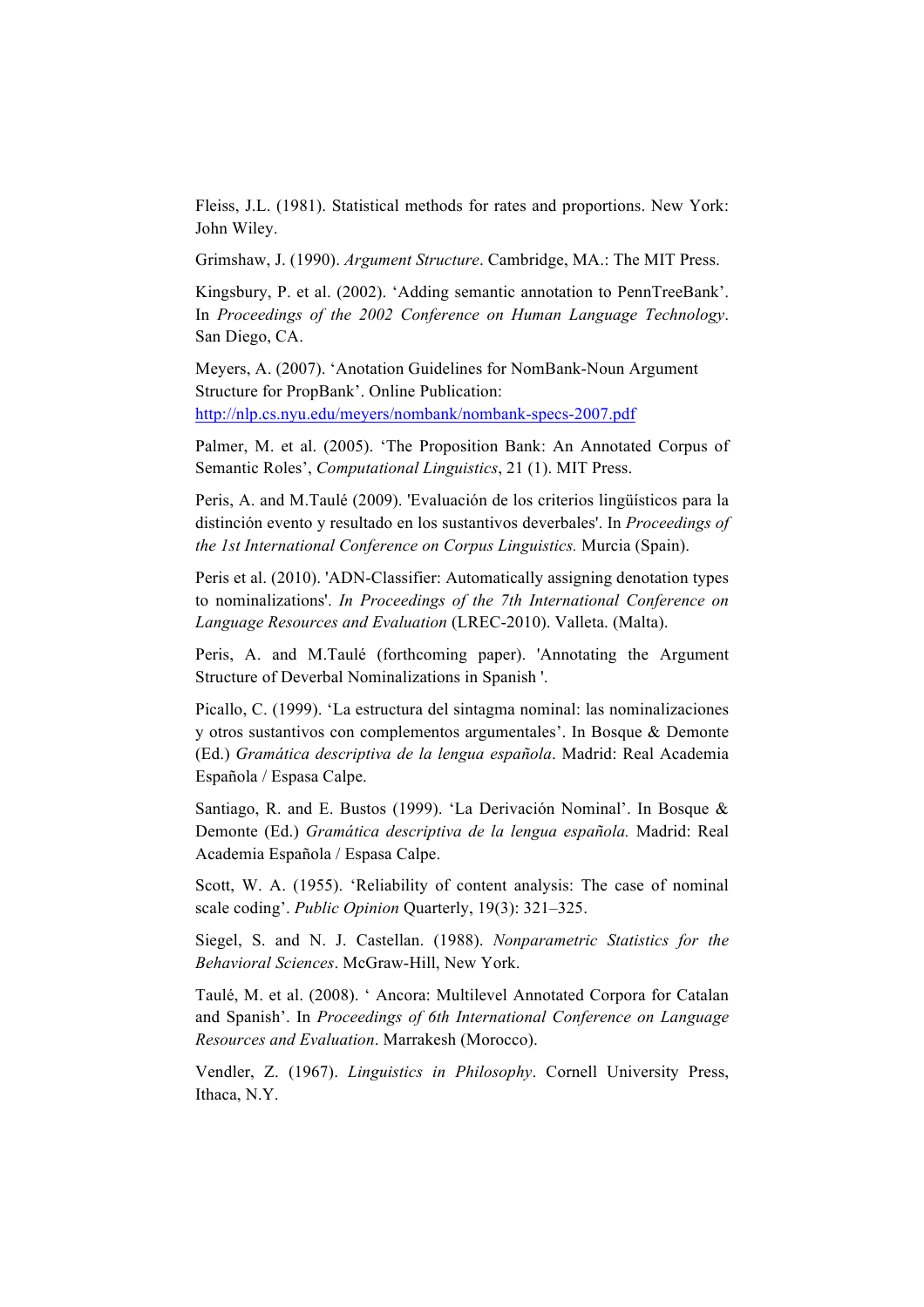Fleiss, J.L. (1981). Statistical methods for rates and proportions. New York: John Wiley.

Grimshaw, J. (1990). *Argument Structure*. Cambridge, MA.: The MIT Press.

Kingsbury, P. et al. (2002). ‘Adding semantic annotation to PennTreeBank’. In *Proceedings of the 2002 Conference on Human Language Technology*. San Diego, CA.

Meyers, A. (2007). ‘Anotation Guidelines for NomBank-Noun Argument Structure for PropBank’. Online Publication: http://nlp.cs.nyu.edu/meyers/nombank/nombank-specs-2007.pdf

Palmer, M. et al. (2005). ‘The Proposition Bank: An Annotated Corpus of Semantic Roles’, *Computational Linguistics*, 21 (1). MIT Press.

Peris, A. and M.Taulé (2009). 'Evaluación de los criterios lingüísticos para la distinción evento y resultado en los sustantivos deverbales'. In *Proceedings of the 1st International Conference on Corpus Linguistics.* Murcia (Spain).

Peris et al. (2010). 'ADN-Classifier: Automatically assigning denotation types to nominalizations'. *In Proceedings of the 7th International Conference on Language Resources and Evaluation* (LREC-2010). Valleta. (Malta).

Peris, A. and M.Taulé (forthcoming paper). 'Annotating the Argument Structure of Deverbal Nominalizations in Spanish '.

Picallo, C. (1999). ‘La estructura del sintagma nominal: las nominalizaciones y otros sustantivos con complementos argumentales’. In Bosque & Demonte (Ed.) *Gramática descriptiva de la lengua española*. Madrid: Real Academia Española / Espasa Calpe.

Santiago, R. and E. Bustos (1999). ‘La Derivación Nominal’. In Bosque & Demonte (Ed.) *Gramática descriptiva de la lengua española.* Madrid: Real Academia Española / Espasa Calpe.

Scott, W. A. (1955). ‘Reliability of content analysis: The case of nominal scale coding’. *Public Opinion* Quarterly, 19(3): 321–325.

Siegel, S. and N. J. Castellan. (1988). *Nonparametric Statistics for the Behavioral Sciences*. McGraw-Hill, New York.

Taulé, M. et al. (2008). ‘ Ancora: Multilevel Annotated Corpora for Catalan and Spanish’. In *Proceedings of 6th International Conference on Language Resources and Evaluation*. Marrakesh (Morocco).

Vendler, Z. (1967). *Linguistics in Philosophy*. Cornell University Press, Ithaca, N.Y.